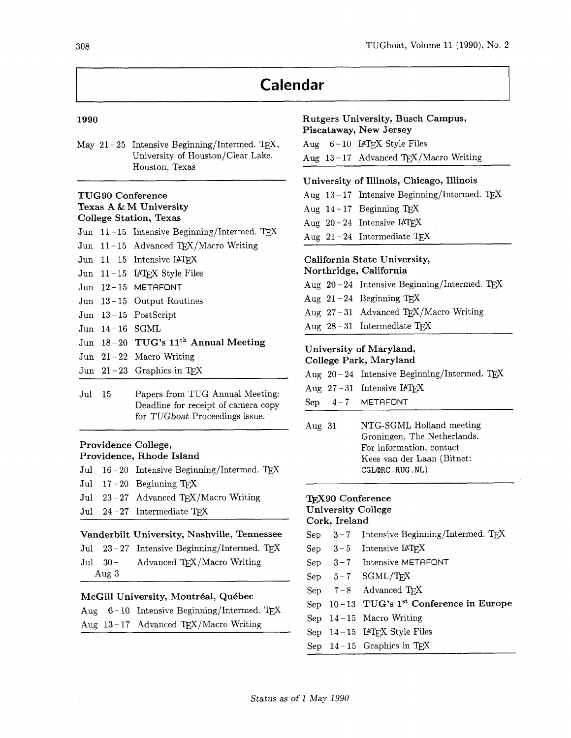# Calendar

## 1990

| | |
|---|---|
| May 21–25 | Intensive Beginning/Intermed. TeX, University of Houston/Clear Lake, Houston, Texas |

### TUG90 Conference
### Texas A & M University
### College Station, Texas

| | |
|---|---|
| Jun 11–15 | Intensive Beginning/Intermed. TeX |
| Jun 11–15 | Advanced TeX/Macro Writing |
| Jun 11–15 | Intensive LaTeX |
| Jun 11–15 | LaTeX Style Files |
| Jun 12–15 | METAFONT |
| Jun 13–15 | Output Routines |
| Jun 13–15 | PostScript |
| Jun 14–16 | SGML |
| Jun 18–20 | **TUG's 11th Annual Meeting** |
| Jun 21–22 | Macro Writing |
| Jun 21–23 | Graphics in TeX |

| | |
|---|---|
| Jul 15 | Papers from TUG Annual Meeting: Deadline for receipt of camera copy for *TUGboat* Proceedings issue. |

### Providence College,
### Providence, Rhode Island

| | |
|---|---|
| Jul 16–20 | Intensive Beginning/Intermed. TeX |
| Jul 17–20 | Beginning TeX |
| Jul 23–27 | Advanced TeX/Macro Writing |
| Jul 24–27 | Intermediate TeX |

### Vanderbilt University, Nashville, Tennessee

| | |
|---|---|
| Jul 23–27 | Intensive Beginning/Intermed. TeX |
| Jul 30–Aug 3 | Advanced TeX/Macro Writing |

### McGill University, Montréal, Québec

| | |
|---|---|
| Aug 6–10 | Intensive Beginning/Intermed. TeX |
| Aug 13–17 | Advanced TeX/Macro Writing |

### Rutgers University, Busch Campus,
### Piscataway, New Jersey

| | |
|---|---|
| Aug 6–10 | LaTeX Style Files |
| Aug 13–17 | Advanced TeX/Macro Writing |

### University of Illinois, Chicago, Illinois

| | |
|---|---|
| Aug 13–17 | Intensive Beginning/Intermed. TeX |
| Aug 14–17 | Beginning TeX |
| Aug 20–24 | Intensive LaTeX |
| Aug 21–24 | Intermediate TeX |

### California State University,
### Northridge, California

| | |
|---|---|
| Aug 20–24 | Intensive Beginning/Intermed. TeX |
| Aug 21–24 | Beginning TeX |
| Aug 27–31 | Advanced TeX/Macro Writing |
| Aug 28–31 | Intermediate TeX |

### University of Maryland,
### College Park, Maryland

| | |
|---|---|
| Aug 20–24 | Intensive Beginning/Intermed. TeX |
| Aug 27–31 | Intensive LaTeX |
| Sep 4–7 | METAFONT |

| | |
|---|---|
| Aug 31 | NTG-SGML Holland meeting Groningen, The Netherlands. For information, contact Kees van der Laan (Bitnet: CGL@RC.RUG.NL) |

### TeX90 Conference
### University College
### Cork, Ireland

| | |
|---|---|
| Sep 3–7 | Intensive Beginning/Intermed. TeX |
| Sep 3–5 | Intensive LaTeX |
| Sep 3–7 | Intensive METAFONT |
| Sep 5–7 | SGML/TeX |
| Sep 7–8 | Advanced TeX |
| Sep 10–13 | **TUG's 1st Conference in Europe** |
| Sep 14–15 | Macro Writing |
| Sep 14–15 | LaTeX Style Files |
| Sep 14–15 | Graphics in TeX |

*Status as of 1 May 1990*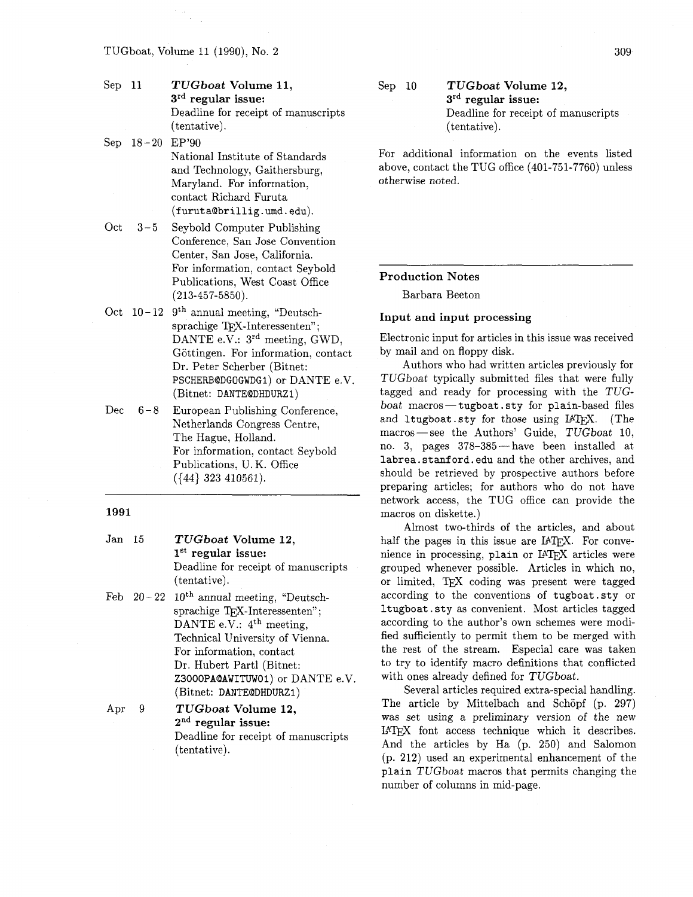- **Sep 11** — ***TUGboat* Volume 11, 3rd regular issue:** Deadline for receipt of manuscripts (tentative).
- **Sep 18–20** — EP'90
  National Institute of Standards and Technology, Gaithersburg, Maryland. For information, contact Richard Furuta (`furuta@brillig.umd.edu`).
- **Oct 3–5** — Seybold Computer Publishing Conference, San Jose Convention Center, San Jose, California. For information, contact Seybold Publications, West Coast Office (213-457-5850).
- **Oct 10–12** — 9th annual meeting, "Deutschsprachige TeX-Interessenten"; DANTE e.V.: 3rd meeting, GWD, Göttingen. For information, contact Dr. Peter Scherber (Bitnet: `PSCHERB@DGOGWDG1`) or DANTE e.V. (Bitnet: `DANTE@DHDURZ1`)
- **Dec 6–8** — European Publishing Conference, Netherlands Congress Centre, The Hague, Holland. For information, contact Seybold Publications, U. K. Office ({44} 323 410561).

**1991**

- **Jan 15** — ***TUGboat* Volume 12, 1st regular issue:** Deadline for receipt of manuscripts (tentative).
- **Feb 20–22** — 10th annual meeting, "Deutschsprachige TeX-Interessenten"; DANTE e.V.: 4th meeting, Technical University of Vienna. For information, contact Dr. Hubert Partl (Bitnet: `Z3000PA@AWITUW01`) or DANTE e.V. (Bitnet: `DANTE@DHDURZ1`)
- **Apr 9** — ***TUGboat* Volume 12, 2nd regular issue:** Deadline for receipt of manuscripts (tentative).
- **Sep 10** — ***TUGboat* Volume 12, 3rd regular issue:** Deadline for receipt of manuscripts (tentative).

For additional information on the events listed above, contact the TUG office (401-751-7760) unless otherwise noted.

---

## Production Notes

Barbara Beeton

### Input and input processing

Electronic input for articles in this issue was received by mail and on floppy disk.

Authors who had written articles previously for *TUGboat* typically submitted files that were fully tagged and ready for processing with the *TUGboat* macros — `tugboat.sty` for `plain`-based files and `ltugboat.sty` for those using LaTeX. (The macros — see the Authors' Guide, *TUGboat* 10, no. 3, pages 378–385 — have been installed at `labrea.stanford.edu` and the other archives, and should be retrieved by prospective authors before preparing articles; for authors who do not have network access, the TUG office can provide the macros on diskette.)

Almost two-thirds of the articles, and about half the pages in this issue are LaTeX. For convenience in processing, `plain` or LaTeX articles were grouped whenever possible. Articles in which no, or limited, TeX coding was present were tagged according to the conventions of `tugboat.sty` or `ltugboat.sty` as convenient. Most articles tagged according to the author's own schemes were modified sufficiently to permit them to be merged with the rest of the stream. Especial care was taken to try to identify macro definitions that conflicted with ones already defined for *TUGboat*.

Several articles required extra-special handling. The article by Mittelbach and Schöpf (p. 297) was set using a preliminary version of the new LaTeX font access technique which it describes. And the articles by Ha (p. 250) and Salomon (p. 212) used an experimental enhancement of the `plain` *TUGboat* macros that permits changing the number of columns in mid-page.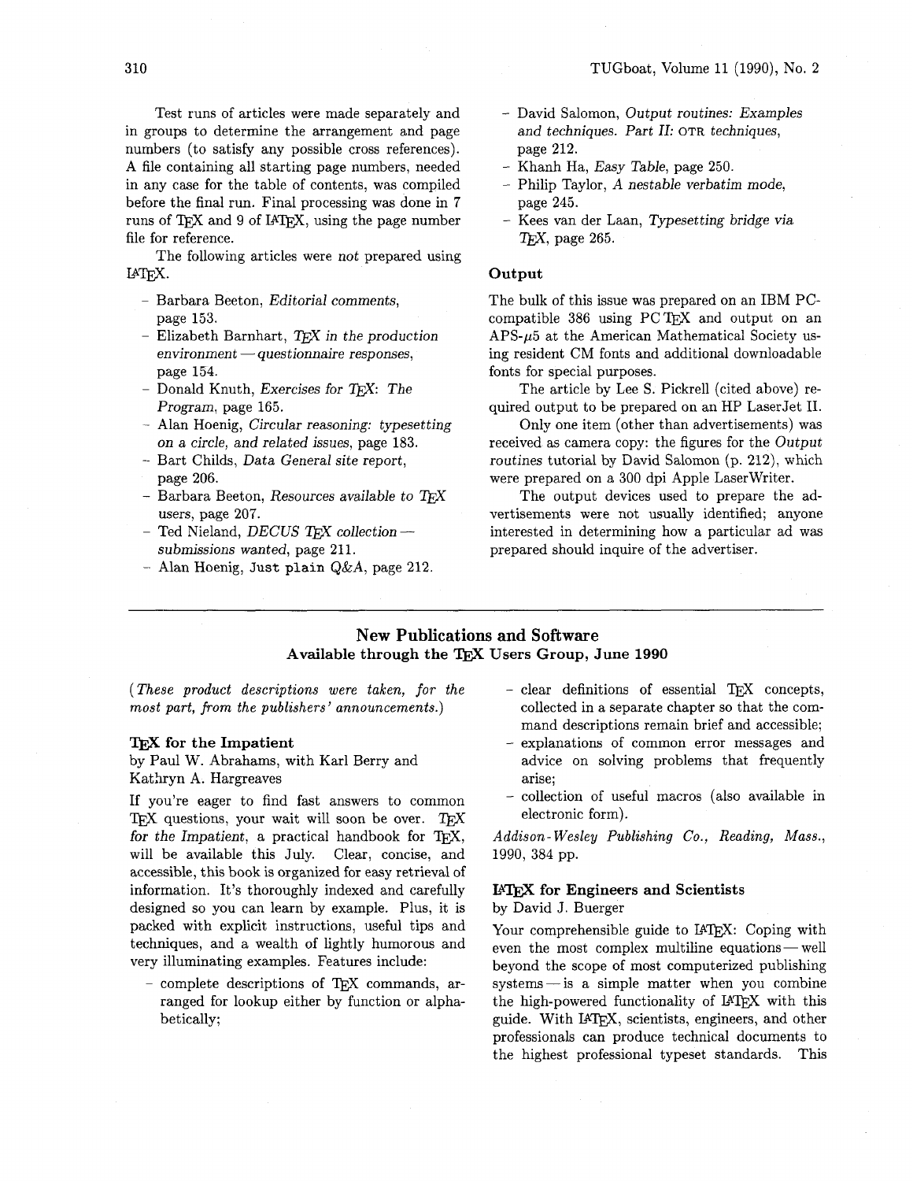Test runs of articles were made separately and in groups to determine the arrangement and page numbers (to satisfy any possible cross references). A file containing all starting page numbers, needed in any case for the table of contents, was compiled before the final run. Final processing was done in 7 runs of TeX and 9 of LaTeX, using the page number file for reference.

The following articles were *not* prepared using LaTeX.

- Barbara Beeton, *Editorial comments*, page 153.
- Elizabeth Barnhart, *TeX in the production environment — questionnaire responses*, page 154.
- Donald Knuth, *Exercises for TeX: The Program*, page 165.
- Alan Hoenig, *Circular reasoning: typesetting on a circle, and related issues*, page 183.
- Bart Childs, *Data General site report*, page 206.
- Barbara Beeton, *Resources available to TeX users*, page 207.
- Ted Nieland, *DECUS TeX collection — submissions wanted*, page 211.
- Alan Hoenig, Just plain *Q&A*, page 212.
- David Salomon, *Output routines: Examples and techniques. Part II:* OTR *techniques*, page 212.
- Khanh Ha, *Easy Table*, page 250.
- Philip Taylor, *A nestable verbatim mode*, page 245.
- Kees van der Laan, *Typesetting bridge via TeX*, page 265.

### Output

The bulk of this issue was prepared on an IBM PC-compatible 386 using PC TeX and output on an APS-$\mu$5 at the American Mathematical Society using resident CM fonts and additional downloadable fonts for special purposes.

The article by Lee S. Pickrell (cited above) required output to be prepared on an HP LaserJet II.

Only one item (other than advertisements) was received as camera copy: the figures for the *Output routines* tutorial by David Salomon (p. 212), which were prepared on a 300 dpi Apple LaserWriter.

The output devices used to prepare the advertisements were not usually identified; anyone interested in determining how a particular ad was prepared should inquire of the advertiser.

---

## New Publications and Software Available through the TeX Users Group, June 1990

*(These product descriptions were taken, for the most part, from the publishers' announcements.)*

### TeX for the Impatient

by Paul W. Abrahams, with Karl Berry and Kathryn A. Hargreaves

If you're eager to find fast answers to common TeX questions, your wait will soon be over. *TeX for the Impatient*, a practical handbook for TeX, will be available this July. Clear, concise, and accessible, this book is organized for easy retrieval of information. It's thoroughly indexed and carefully designed so you can learn by example. Plus, it is packed with explicit instructions, useful tips and techniques, and a wealth of lightly humorous and very illuminating examples. Features include:

- complete descriptions of TeX commands, arranged for lookup either by function or alphabetically;
- clear definitions of essential TeX concepts, collected in a separate chapter so that the command descriptions remain brief and accessible;
- explanations of common error messages and advice on solving problems that frequently arise;
- collection of useful macros (also available in electronic form).

*Addison-Wesley Publishing Co., Reading, Mass.*, 1990, 384 pp.

### LaTeX for Engineers and Scientists

by David J. Buerger

Your comprehensible guide to LaTeX: Coping with even the most complex multiline equations — well beyond the scope of most computerized publishing systems — is a simple matter when you combine the high-powered functionality of LaTeX with this guide. With LaTeX, scientists, engineers, and other professionals can produce technical documents to the highest professional typeset standards. This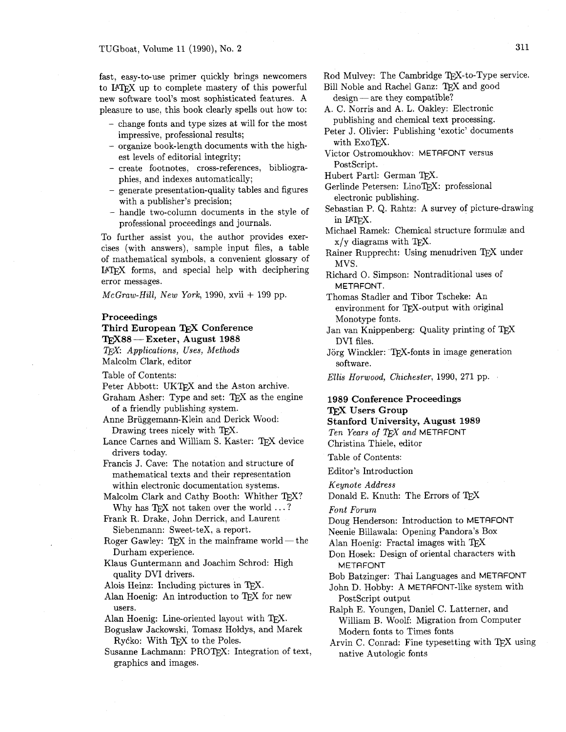fast, easy-to-use primer quickly brings newcomers to LaTeX up to complete mastery of this powerful new software tool's most sophisticated features. A pleasure to use, this book clearly spells out how to:

- change fonts and type sizes at will for the most impressive, professional results;
- organize book-length documents with the highest levels of editorial integrity;
- create footnotes, cross-references, bibliographies, and indexes automatically;
- generate presentation-quality tables and figures with a publisher's precision;
- handle two-column documents in the style of professional proceedings and journals.

To further assist you, the author provides exercises (with answers), sample input files, a table of mathematical symbols, a convenient glossary of LaTeX forms, and special help with deciphering error messages.

*McGraw-Hill, New York*, 1990, xvii + 199 pp.

**Proceedings**

**Third European TeX Conference**

**TeX88 — Exeter, August 1988**

*TeX: Applications, Uses, Methods*

Malcolm Clark, editor

Table of Contents:

Peter Abbott: UKTeX and the Aston archive.

Graham Asher: Type and set: TeX as the engine of a friendly publishing system.

Anne Brüggemann-Klein and Derick Wood: Drawing trees nicely with TeX.

Lance Carnes and William S. Kaster: TeX device drivers today.

Francis J. Cave: The notation and structure of mathematical texts and their representation within electronic documentation systems.

Malcolm Clark and Cathy Booth: Whither TeX? Why has TeX not taken over the world ...?

Frank R. Drake, John Derrick, and Laurent Siebenmann: Sweet-teX, a report.

Roger Gawley: TeX in the mainframe world — the Durham experience.

Klaus Guntermann and Joachim Schrod: High quality DVI drivers.

Alois Heinz: Including pictures in TeX.

Alan Hoenig: An introduction to TeX for new users.

Alan Hoenig: Line-oriented layout with TeX.

Bogusław Jackowski, Tomasz Hołdys, and Marek Ryćko: With TeX to the Poles.

Susanne Lachmann: PROTeX: Integration of text, graphics and images.

Rod Mulvey: The Cambridge TeX-to-Type service.

Bill Noble and Rachel Ganz: TeX and good design — are they compatible?

A. C. Norris and A. L. Oakley: Electronic publishing and chemical text processing.

Peter J. Olivier: Publishing 'exotic' documents with ExoTeX.

Victor Ostromoukhov: METAFONT versus PostScript.

Hubert Partl: German TeX.

Gerlinde Petersen: LinoTeX: professional electronic publishing.

Sebastian P. Q. Rahtz: A survey of picture-drawing in LaTeX.

Michael Ramek: Chemical structure formulæ and x/y diagrams with TeX.

Rainer Rupprecht: Using menudriven TeX under MVS.

Richard O. Simpson: Nontraditional uses of METAFONT.

Thomas Stadler and Tibor Tscheke: An environment for TeX-output with original Monotype fonts.

Jan van Knippenberg: Quality printing of TeX DVI files.

Jörg Winckler: TeX-fonts in image generation software.

*Ellis Horwood, Chichester*, 1990, 271 pp.

**1989 Conference Proceedings**

**TeX Users Group**

**Stanford University, August 1989**

*Ten Years of TeX and* METAFONT

Christina Thiele, editor

Table of Contents:

Editor's Introduction

*Keynote Address*

Donald E. Knuth: The Errors of TeX

*Font Forum*

Doug Henderson: Introduction to METAFONT

Neenie Billawala: Opening Pandora's Box

Alan Hoenig: Fractal images with TeX

Don Hosek: Design of oriental characters with METAFONT

Bob Batzinger: Thai Languages and METAFONT

John D. Hobby: A METAFONT-like system with PostScript output

Ralph E. Youngen, Daniel C. Latterner, and William B. Woolf: Migration from Computer Modern fonts to Times fonts

Arvin C. Conrad: Fine typesetting with TeX using native Autologic fonts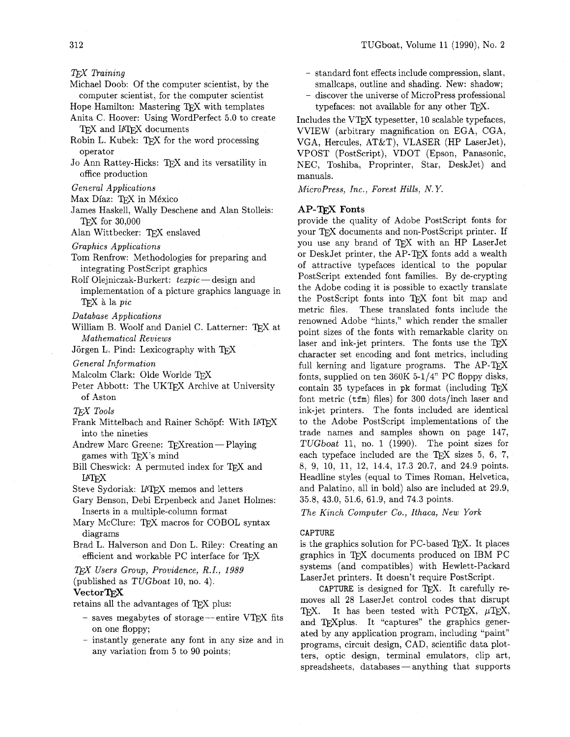*TEX Training*

Michael Doob: Of the computer scientist, by the computer scientist, for the computer scientist

Hope Hamilton: Mastering TEX with templates

Anita C. Hoover: Using WordPerfect 5.0 to create TEX and LATEX documents

Robin L. Kubek: TEX for the word processing operator

Jo Ann Rattey-Hicks: TEX and its versatility in office production

*General Applications*

Max Díaz: TEX in México

James Haskell, Wally Deschene and Alan Stolleis: TEX for 30,000

Alan Wittbecker: TEX enslaved

*Graphics Applications*

Tom Renfrow: Methodologies for preparing and integrating PostScript graphics

Rolf Olejniczak-Burkert: *texpic* — design and implementation of a picture graphics language in TEX à la *pic*

*Database Applications*

William B. Woolf and Daniel C. Latterner: TEX at *Mathematical Reviews*

Jörgen L. Pind: Lexicography with TEX

*General Information*

Malcolm Clark: Olde Worlde TEX

Peter Abbott: The UKTEX Archive at University of Aston

*TEX Tools*

Frank Mittelbach and Rainer Schöpf: With LATEX into the nineties

Andrew Marc Greene: TEXreation — Playing games with TEX's mind

Bill Cheswick: A permuted index for TEX and LATEX

Steve Sydoriak: LATEX memos and letters

Gary Benson, Debi Erpenbeck and Janet Holmes: Inserts in a multiple-column format

Mary McClure: TEX macros for COBOL syntax diagrams

Brad L. Halverson and Don L. Riley: Creating an efficient and workable PC interface for TEX

*TEX Users Group, Providence, R.I., 1989* (published as *TUGboat* 10, no. 4).

**VectorTEX**

retains all the advantages of TEX plus:

- saves megabytes of storage — entire VTEX fits on one floppy;
- instantly generate any font in any size and in any variation from 5 to 90 points;
- standard font effects include compression, slant, smallcaps, outline and shading. New: shadow;
- discover the universe of MicroPress professional typefaces: not available for any other TEX.

Includes the VTEX typesetter, 10 scalable typefaces, VVIEW (arbitrary magnification on EGA, CGA, VGA, Hercules, AT&T), VLASER (HP LaserJet), VPOST (PostScript), VDOT (Epson, Panasonic, NEC, Toshiba, Proprinter, Star, DeskJet) and manuals.

*MicroPress, Inc., Forest Hills, N.Y.*

**AP-TEX Fonts**

provide the quality of Adobe PostScript fonts for your TEX documents and non-PostScript printer. If you use any brand of TEX with an HP LaserJet or DeskJet printer, the AP-TEX fonts add a wealth of attractive typefaces identical to the popular PostScript extended font families. By de-crypting the Adobe coding it is possible to exactly translate the PostScript fonts into TEX font bit map and metric files. These translated fonts include the renowned Adobe "hints," which render the smaller point sizes of the fonts with remarkable clarity on laser and ink-jet printers. The fonts use the TEX character set encoding and font metrics, including full kerning and ligature programs. The AP-TEX fonts, supplied on ten 360K 5-1/4" PC floppy disks, contain 35 typefaces in pk format (including TEX font metric (tfm) files) for 300 dots/inch laser and ink-jet printers. The fonts included are identical to the Adobe PostScript implementations of the trade names and samples shown on page 147, *TUGboat* 11, no. 1 (1990). The point sizes for each typeface included are the TEX sizes 5, 6, 7, 8, 9, 10, 11, 12, 14.4, 17.3 20.7, and 24.9 points. Headline styles (equal to Times Roman, Helvetica, and Palatino, all in bold) also are included at 29.9, 35.8, 43.0, 51.6, 61.9, and 74.3 points.

*The Kinch Computer Co., Ithaca, New York*

**CAPTURE**

is the graphics solution for PC-based TEX. It places graphics in TEX documents produced on IBM PC systems (and compatibles) with Hewlett-Packard LaserJet printers. It doesn't require PostScript.

CAPTURE is designed for TEX. It carefully removes all 28 LaserJet control codes that disrupt TEX. It has been tested with PCTEX, $\mu$TEX, and TEXplus. It "captures" the graphics generated by any application program, including "paint" programs, circuit design, CAD, scientific data plotters, optic design, terminal emulators, clip art, spreadsheets, databases — anything that supports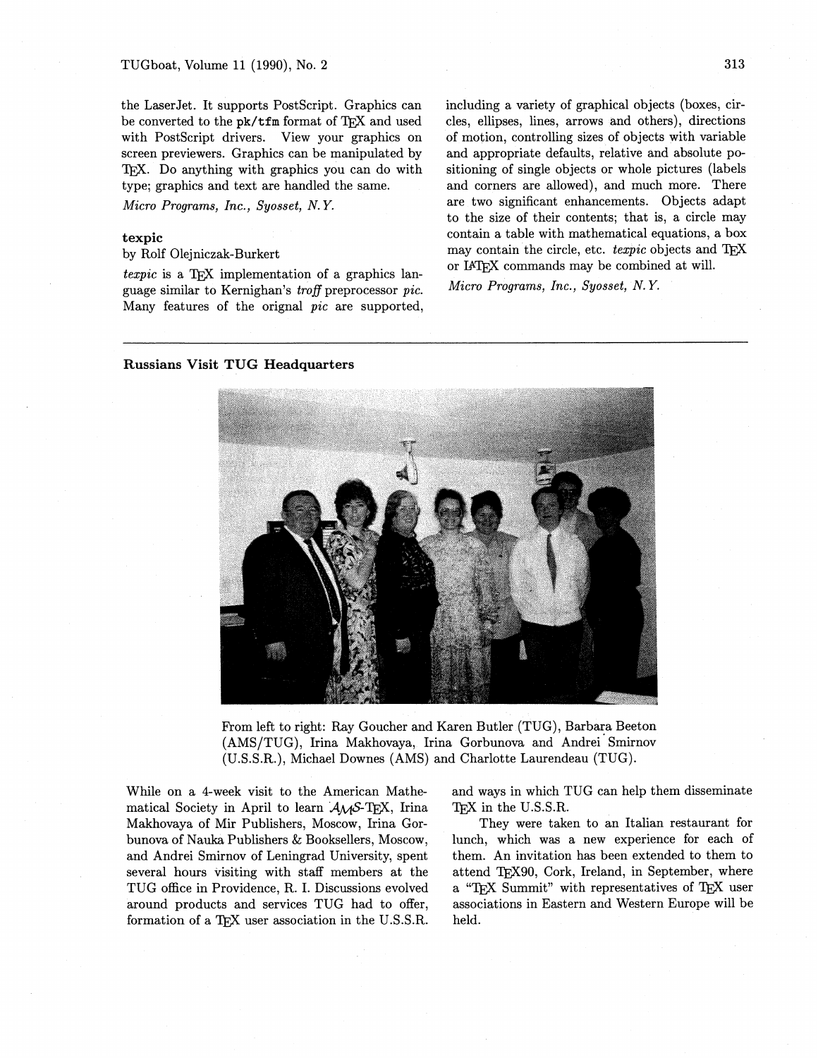the LaserJet. It supports PostScript. Graphics can be converted to the **pk/tfm** format of TeX and used with PostScript drivers. View your graphics on screen previewers. Graphics can be manipulated by TeX. Do anything with graphics you can do with type; graphics and text are handled the same.

*Micro Programs, Inc., Syosset, N.Y.*

### texpic

by Rolf Olejniczak-Burkert

*texpic* is a TeX implementation of a graphics language similar to Kernighan's *troff* preprocessor *pic*. Many features of the orignal *pic* are supported, including a variety of graphical objects (boxes, circles, ellipses, lines, arrows and others), directions of motion, controlling sizes of objects with variable and appropriate defaults, relative and absolute positioning of single objects or whole pictures (labels and corners are allowed), and much more. There are two significant enhancements. Objects adapt to the size of their contents; that is, a circle may contain a table with mathematical equations, a box may contain the circle, etc. *texpic* objects and TeX or LaTeX commands may be combined at will.

*Micro Programs, Inc., Syosset, N.Y.*

---

## Russians Visit TUG Headquarters

From left to right: Ray Goucher and Karen Butler (TUG), Barbara Beeton (AMS/TUG), Irina Makhovaya, Irina Gorbunova and Andrei Smirnov (U.S.S.R.), Michael Downes (AMS) and Charlotte Laurendeau (TUG).

While on a 4-week visit to the American Mathematical Society in April to learn AMS-TeX, Irina Makhovaya of Mir Publishers, Moscow, Irina Gorbunova of Nauka Publishers & Booksellers, Moscow, and Andrei Smirnov of Leningrad University, spent several hours visiting with staff members at the TUG office in Providence, R. I. Discussions evolved around products and services TUG had to offer, formation of a TeX user association in the U.S.S.R. and ways in which TUG can help them disseminate TeX in the U.S.S.R.

They were taken to an Italian restaurant for lunch, which was a new experience for each of them. An invitation has been extended to them to attend TeX90, Cork, Ireland, in September, where a "TeX Summit" with representatives of TeX user associations in Eastern and Western Europe will be held.